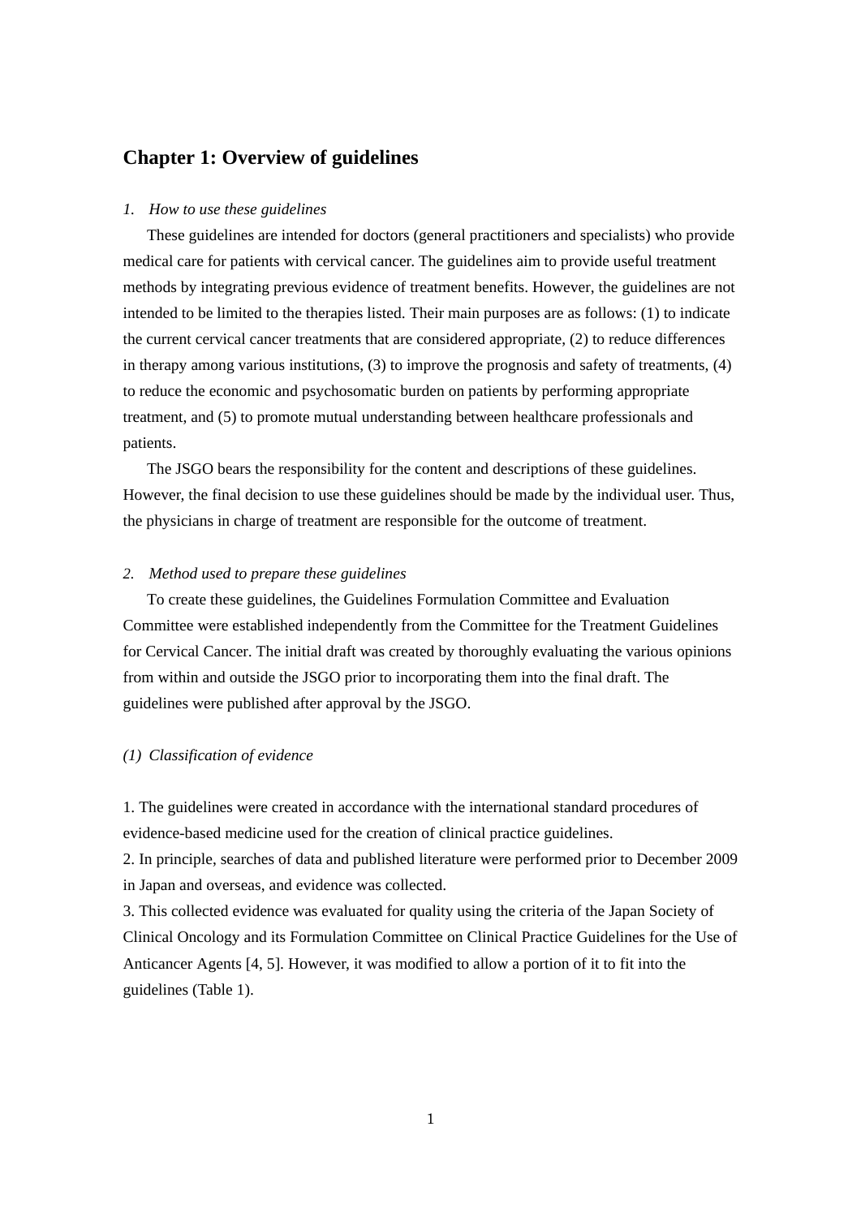# Chapter 1: Overview of guidelines

*1. How to use these guidelines*

These guidelines are intended for doctors (general practitioners and specialists) who provide medical care for patients with cervical cancer. The guidelines aim to provide useful treatment methods by integrating previous evidence of treatment benefits. However, the guidelines are not intended to be limited to the therapies listed. Their main purposes are as follows: (1) to indicate the current cervical cancer treatments that are considered appropriate, (2) to reduce differences in therapy among various institutions, (3) to improve the prognosis and safety of treatments, (4) to reduce the economic and psychosomatic burden on patients by performing appropriate treatment, and (5) to promote mutual understanding between healthcare professionals and patients.

The JSGO bears the responsibility for the content and descriptions of these guidelines. However, the final decision to use these guidelines should be made by the individual user. Thus, the physicians in charge of treatment are responsible for the outcome of treatment.

*2. Method used to prepare these guidelines*

To create these guidelines, the Guidelines Formulation Committee and Evaluation Committee were established independently from the Committee for the Treatment Guidelines for Cervical Cancer. The initial draft was created by thoroughly evaluating the various opinions from within and outside the JSGO prior to incorporating them into the final draft. The guidelines were published after approval by the JSGO.

*(1) Classification of evidence*

1. The guidelines were created in accordance with the international standard procedures of evidence-based medicine used for the creation of clinical practice guidelines.
2. In principle, searches of data and published literature were performed prior to December 2009 in Japan and overseas, and evidence was collected.
3. This collected evidence was evaluated for quality using the criteria of the Japan Society of Clinical Oncology and its Formulation Committee on Clinical Practice Guidelines for the Use of Anticancer Agents [4, 5]. However, it was modified to allow a portion of it to fit into the guidelines (Table 1).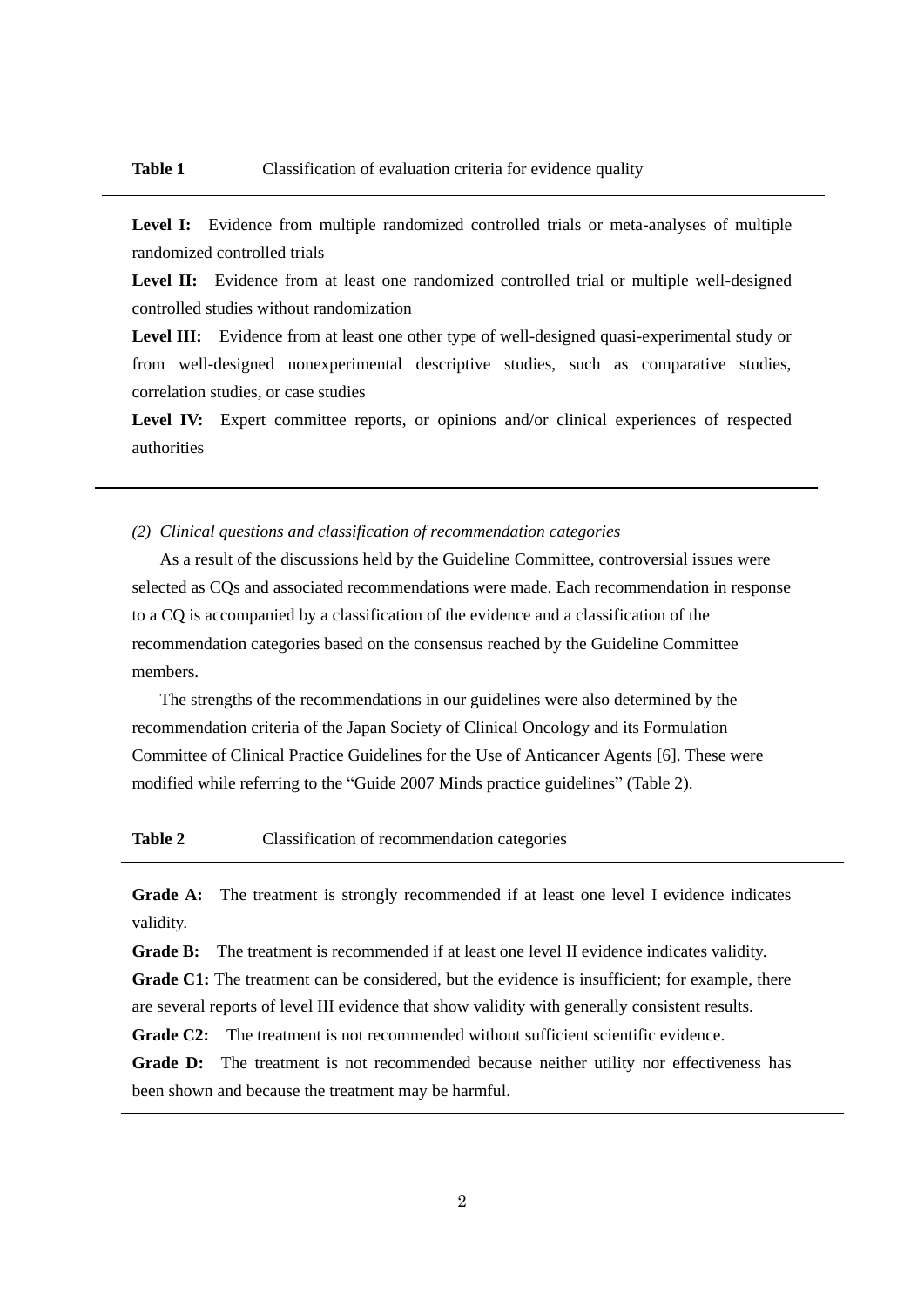**Table 1** Classification of evaluation criteria for evidence quality

**Level I:** Evidence from multiple randomized controlled trials or meta-analyses of multiple randomized controlled trials

**Level II:** Evidence from at least one randomized controlled trial or multiple well-designed controlled studies without randomization

**Level III:** Evidence from at least one other type of well-designed quasi-experimental study or from well-designed nonexperimental descriptive studies, such as comparative studies, correlation studies, or case studies

**Level IV:** Expert committee reports, or opinions and/or clinical experiences of respected authorities

*(2) Clinical questions and classification of recommendation categories*

As a result of the discussions held by the Guideline Committee, controversial issues were selected as CQs and associated recommendations were made. Each recommendation in response to a CQ is accompanied by a classification of the evidence and a classification of the recommendation categories based on the consensus reached by the Guideline Committee members.

The strengths of the recommendations in our guidelines were also determined by the recommendation criteria of the Japan Society of Clinical Oncology and its Formulation Committee of Clinical Practice Guidelines for the Use of Anticancer Agents [6]. These were modified while referring to the "Guide 2007 Minds practice guidelines" (Table 2).

**Table 2** Classification of recommendation categories

**Grade A:** The treatment is strongly recommended if at least one level I evidence indicates validity.

**Grade B:** The treatment is recommended if at least one level II evidence indicates validity.

**Grade C1:** The treatment can be considered, but the evidence is insufficient; for example, there are several reports of level III evidence that show validity with generally consistent results.

**Grade C2:** The treatment is not recommended without sufficient scientific evidence.

**Grade D:** The treatment is not recommended because neither utility nor effectiveness has been shown and because the treatment may be harmful.